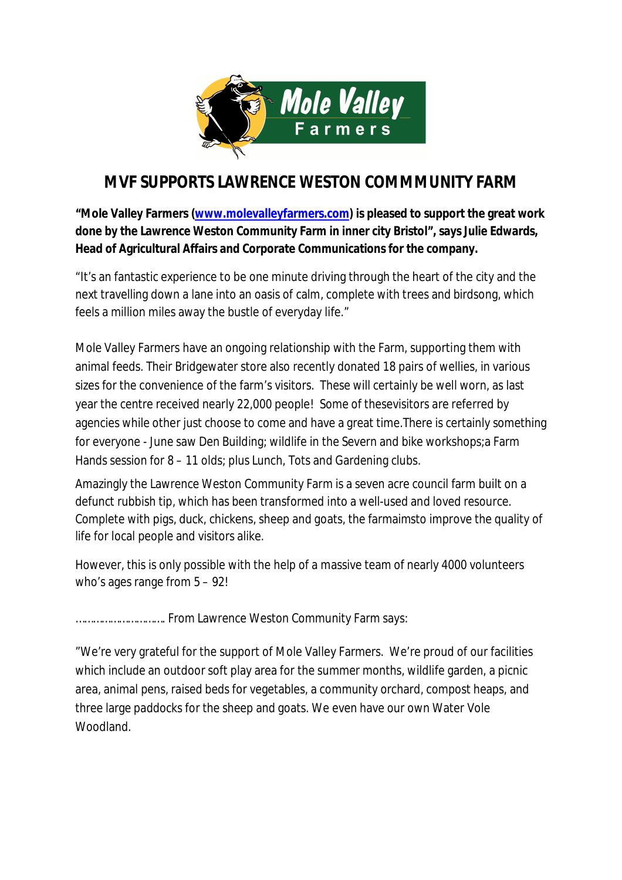# MVF SUPPORTS LAWRENCE WESTON COMMMUNITY FARM

**"Mole Valley Farmers (www.molevalleyfarmers.com) is pleased to support the great work done by the Lawrence Weston Community Farm in inner city Bristol", says Julie Edwards, Head of Agricultural Affairs and Corporate Communications for the company.**

"It's an fantastic experience to be one minute driving through the heart of the city and the next travelling down a lane into an oasis of calm, complete with trees and birdsong, which feels a million miles away the bustle of everyday life."

Mole Valley Farmers have an ongoing relationship with the Farm, supporting them with animal feeds. Their Bridgewater store also recently donated 18 pairs of wellies, in various sizes for the convenience of the farm's visitors. These will certainly be well worn, as last year the centre received nearly 22,000 people! Some of thesevisitors are referred by agencies while other just choose to come and have a great time.There is certainly something for everyone - June saw Den Building; wildlife in the Severn and bike workshops;a Farm Hands session for 8 – 11 olds; plus Lunch, Tots and Gardening clubs.

Amazingly the Lawrence Weston Community Farm is a seven acre council farm built on a defunct rubbish tip, which has been transformed into a well-used and loved resource. Complete with pigs, duck, chickens, sheep and goats, the farmaimsto improve the quality of life for local people and visitors alike.

However, this is only possible with the help of a massive team of nearly 4000 volunteers who's ages range from 5 – 92!

………………………….. From Lawrence Weston Community Farm says:

"We're very grateful for the support of Mole Valley Farmers. We're proud of our facilities which include an outdoor soft play area for the summer months, wildlife garden, a picnic area, animal pens, raised beds for vegetables, a community orchard, compost heaps, and three large paddocks for the sheep and goats. We even have our own Water Vole Woodland.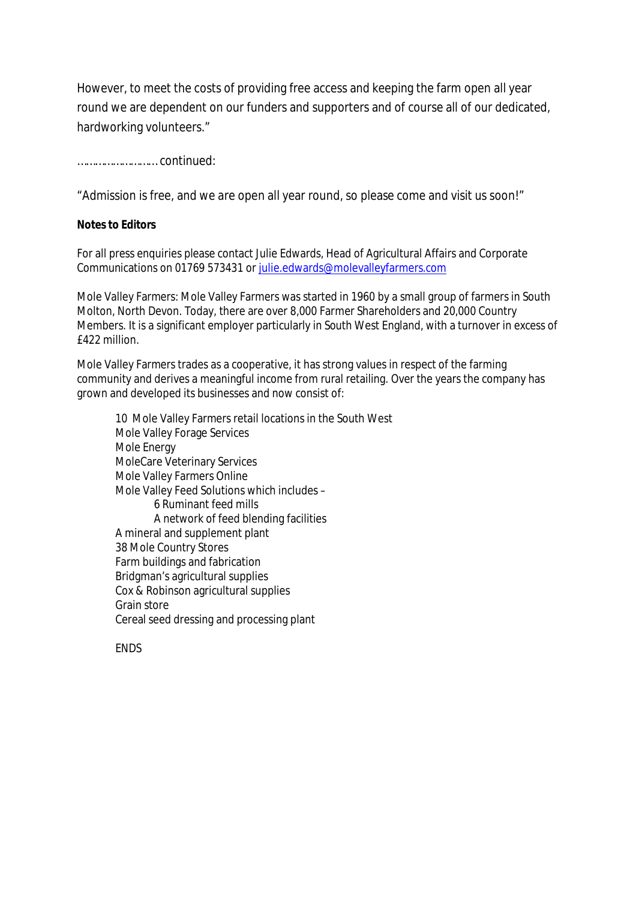However, to meet the costs of providing free access and keeping the farm open all year round we are dependent on our funders and supporters and of course all of our dedicated, hardworking volunteers."

………………………continued:

"Admission is free, and we are open all year round, so please come and visit us soon!"

**Notes to Editors**

For all press enquiries please contact Julie Edwards, Head of Agricultural Affairs and Corporate Communications on 01769 573431 or julie.edwards@molevalleyfarmers.com

Mole Valley Farmers: Mole Valley Farmers was started in 1960 by a small group of farmers in South Molton, North Devon. Today, there are over 8,000 Farmer Shareholders and 20,000 Country Members. It is a significant employer particularly in South West England, with a turnover in excess of £422 million.

Mole Valley Farmers trades as a cooperative, it has strong values in respect of the farming community and derives a meaningful income from rural retailing. Over the years the company has grown and developed its businesses and now consist of:

- 10 Mole Valley Farmers retail locations in the South West
- Mole Valley Forage Services
- Mole Energy
- MoleCare Veterinary Services
- Mole Valley Farmers Online
- Mole Valley Feed Solutions which includes –
  - 6 Ruminant feed mills
  - A network of feed blending facilities
- A mineral and supplement plant
- 38 Mole Country Stores
- Farm buildings and fabrication
- Bridgman's agricultural supplies
- Cox & Robinson agricultural supplies
- Grain store
- Cereal seed dressing and processing plant

ENDS